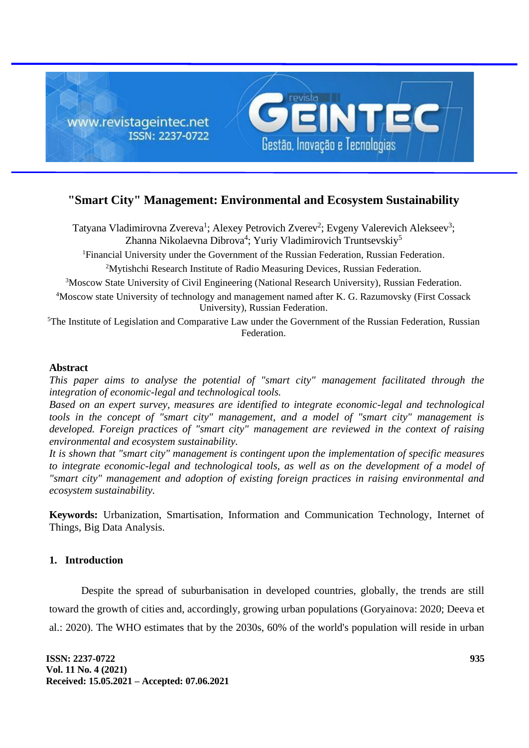# "Smart City" Management: Environmental and Ecosystem Sustainability

Tatyana Vladimirovna Zvereva[1]; Alexey Petrovich Zverev[2]; Evgeny Valerevich Alekseev[3]; Zhanna Nikolaevna Dibrova[4]; Yuriy Vladimirovich Truntsevskiy[5]

[1]Financial University under the Government of the Russian Federation, Russian Federation.

[2]Mytishchi Research Institute of Radio Measuring Devices, Russian Federation.

[3]Moscow State University of Civil Engineering (National Research University), Russian Federation.

[4]Moscow state University of technology and management named after K. G. Razumovsky (First Cossack University), Russian Federation.

[5]The Institute of Legislation and Comparative Law under the Government of the Russian Federation, Russian Federation.

## Abstract

*This paper aims to analyse the potential of "smart city" management facilitated through the integration of economic-legal and technological tools.*

*Based on an expert survey, measures are identified to integrate economic-legal and technological tools in the concept of "smart city" management, and a model of "smart city" management is developed. Foreign practices of "smart city" management are reviewed in the context of raising environmental and ecosystem sustainability.*

*It is shown that "smart city" management is contingent upon the implementation of specific measures to integrate economic-legal and technological tools, as well as on the development of a model of "smart city" management and adoption of existing foreign practices in raising environmental and ecosystem sustainability.*

**Keywords:** Urbanization, Smartisation, Information and Communication Technology, Internet of Things, Big Data Analysis.

## 1. Introduction

Despite the spread of suburbanisation in developed countries, globally, the trends are still toward the growth of cities and, accordingly, growing urban populations (Goryainova: 2020; Deeva et al.: 2020). The WHO estimates that by the 2030s, 60% of the world's population will reside in urban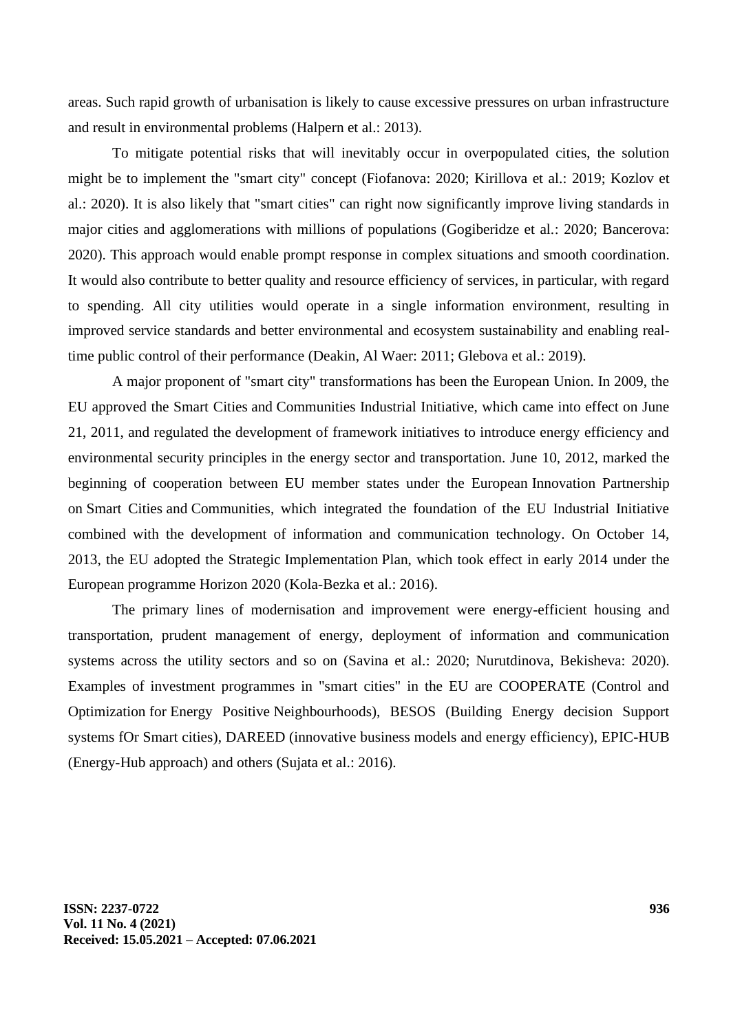areas. Such rapid growth of urbanisation is likely to cause excessive pressures on urban infrastructure and result in environmental problems (Halpern et al.: 2013).

To mitigate potential risks that will inevitably occur in overpopulated cities, the solution might be to implement the "smart city" concept (Fiofanova: 2020; Kirillova et al.: 2019; Kozlov et al.: 2020). It is also likely that "smart cities" can right now significantly improve living standards in major cities and agglomerations with millions of populations (Gogiberidze et al.: 2020; Bancerova: 2020). This approach would enable prompt response in complex situations and smooth coordination. It would also contribute to better quality and resource efficiency of services, in particular, with regard to spending. All city utilities would operate in a single information environment, resulting in improved service standards and better environmental and ecosystem sustainability and enabling real-time public control of their performance (Deakin, Al Waer: 2011; Glebova et al.: 2019).

A major proponent of "smart city" transformations has been the European Union. In 2009, the EU approved the Smart Cities and Communities Industrial Initiative, which came into effect on June 21, 2011, and regulated the development of framework initiatives to introduce energy efficiency and environmental security principles in the energy sector and transportation. June 10, 2012, marked the beginning of cooperation between EU member states under the European Innovation Partnership on Smart Cities and Communities, which integrated the foundation of the EU Industrial Initiative combined with the development of information and communication technology. On October 14, 2013, the EU adopted the Strategic Implementation Plan, which took effect in early 2014 under the European programme Horizon 2020 (Kola-Bezka et al.: 2016).

The primary lines of modernisation and improvement were energy-efficient housing and transportation, prudent management of energy, deployment of information and communication systems across the utility sectors and so on (Savina et al.: 2020; Nurutdinova, Bekisheva: 2020). Examples of investment programmes in "smart cities" in the EU are COOPERATE (Control and Optimization for Energy Positive Neighbourhoods), BESOS (Building Energy decision Support systems fOr Smart cities), DAREED (innovative business models and energy efficiency), EPIC-HUB (Energy-Hub approach) and others (Sujata et al.: 2016).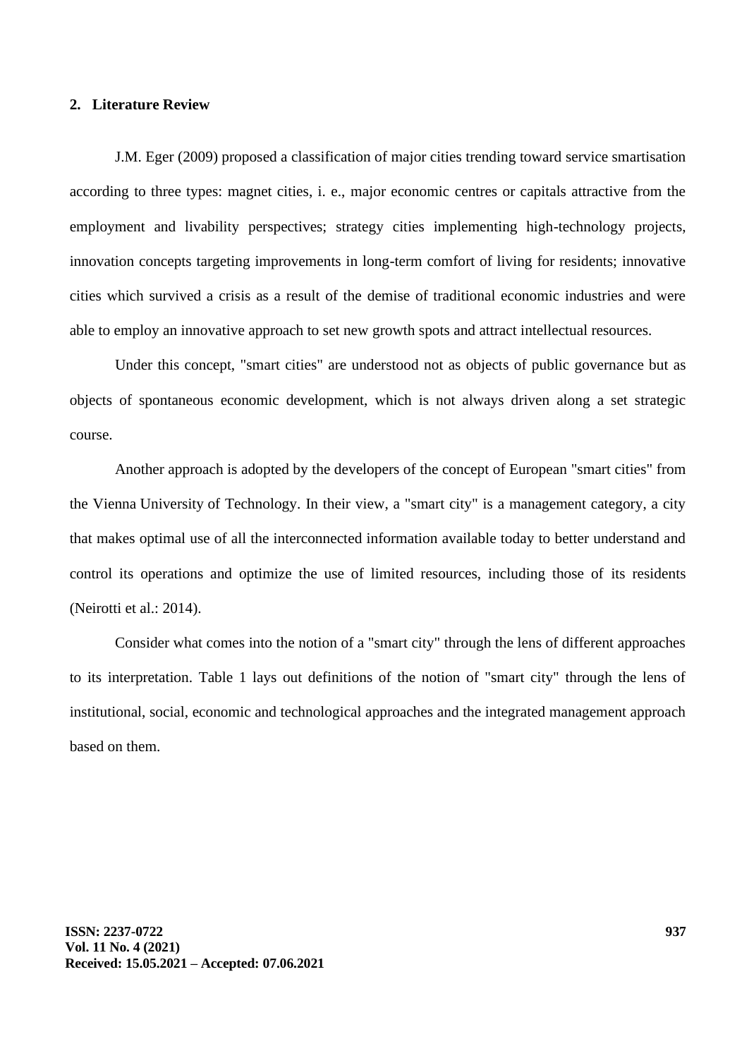## 2. Literature Review

J.M. Eger (2009) proposed a classification of major cities trending toward service smartisation according to three types: magnet cities, i. e., major economic centres or capitals attractive from the employment and livability perspectives; strategy cities implementing high-technology projects, innovation concepts targeting improvements in long-term comfort of living for residents; innovative cities which survived a crisis as a result of the demise of traditional economic industries and were able to employ an innovative approach to set new growth spots and attract intellectual resources.

Under this concept, "smart cities" are understood not as objects of public governance but as objects of spontaneous economic development, which is not always driven along a set strategic course.

Another approach is adopted by the developers of the concept of European "smart cities" from the Vienna University of Technology. In their view, a "smart city" is a management category, a city that makes optimal use of all the interconnected information available today to better understand and control its operations and optimize the use of limited resources, including those of its residents (Neirotti et al.: 2014).

Consider what comes into the notion of a "smart city" through the lens of different approaches to its interpretation. Table 1 lays out definitions of the notion of "smart city" through the lens of institutional, social, economic and technological approaches and the integrated management approach based on them.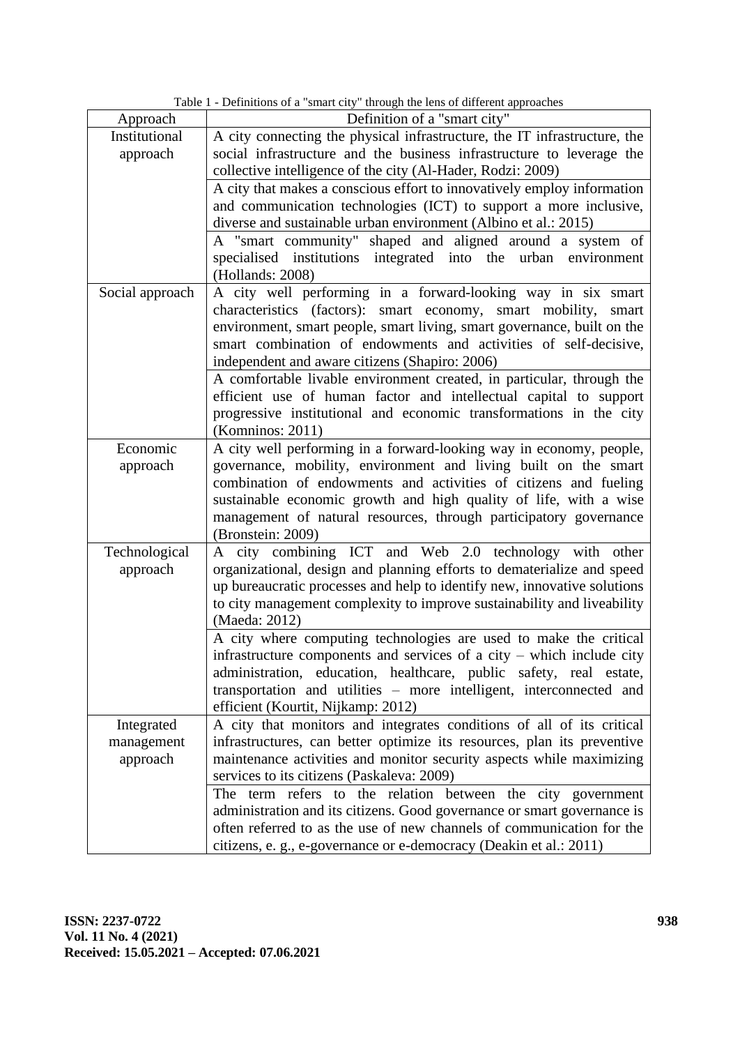Table 1 - Definitions of a "smart city" through the lens of different approaches

| Approach | Definition of a "smart city" |
|---|---|
| Institutional approach | A city connecting the physical infrastructure, the IT infrastructure, the social infrastructure and the business infrastructure to leverage the collective intelligence of the city (Al-Hader, Rodzi: 2009) |
| | A city that makes a conscious effort to innovatively employ information and communication technologies (ICT) to support a more inclusive, diverse and sustainable urban environment (Albino et al.: 2015) |
| | A "smart community" shaped and aligned around a system of specialised institutions integrated into the urban environment (Hollands: 2008) |
| Social approach | A city well performing in a forward-looking way in six smart characteristics (factors): smart economy, smart mobility, smart environment, smart people, smart living, smart governance, built on the smart combination of endowments and activities of self-decisive, independent and aware citizens (Shapiro: 2006) |
| | A comfortable livable environment created, in particular, through the efficient use of human factor and intellectual capital to support progressive institutional and economic transformations in the city (Komninos: 2011) |
| Economic approach | A city well performing in a forward-looking way in economy, people, governance, mobility, environment and living built on the smart combination of endowments and activities of citizens and fueling sustainable economic growth and high quality of life, with a wise management of natural resources, through participatory governance (Bronstein: 2009) |
| Technological approach | A city combining ICT and Web 2.0 technology with other organizational, design and planning efforts to dematerialize and speed up bureaucratic processes and help to identify new, innovative solutions to city management complexity to improve sustainability and liveability (Maeda: 2012) |
| | A city where computing technologies are used to make the critical infrastructure components and services of a city – which include city administration, education, healthcare, public safety, real estate, transportation and utilities – more intelligent, interconnected and efficient (Kourtit, Nijkamp: 2012) |
| Integrated management approach | A city that monitors and integrates conditions of all of its critical infrastructures, can better optimize its resources, plan its preventive maintenance activities and monitor security aspects while maximizing services to its citizens (Paskaleva: 2009) |
| | The term refers to the relation between the city government administration and its citizens. Good governance or smart governance is often referred to as the use of new channels of communication for the citizens, e. g., e-governance or e-democracy (Deakin et al.: 2011) |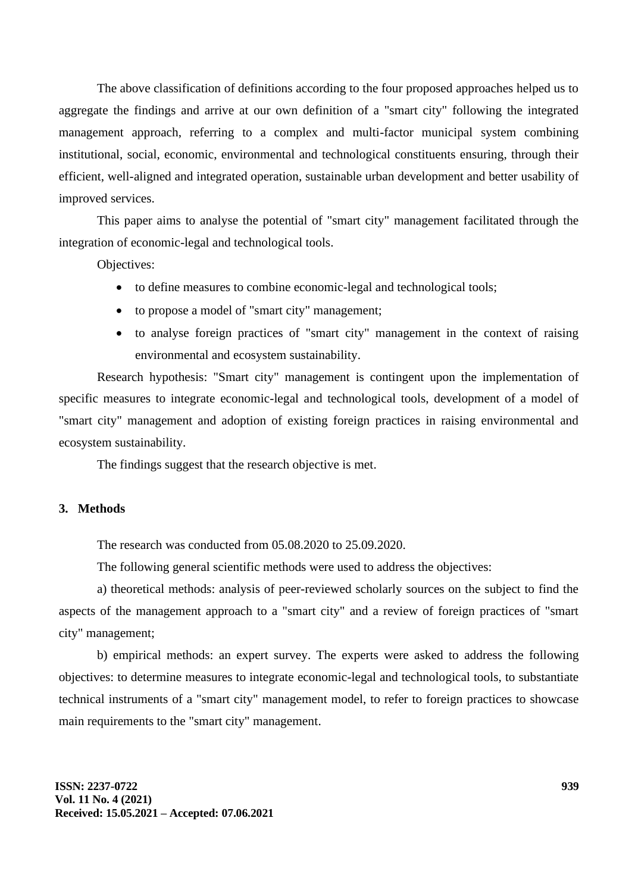The above classification of definitions according to the four proposed approaches helped us to aggregate the findings and arrive at our own definition of a "smart city" following the integrated management approach, referring to a complex and multi-factor municipal system combining institutional, social, economic, environmental and technological constituents ensuring, through their efficient, well-aligned and integrated operation, sustainable urban development and better usability of improved services.

This paper aims to analyse the potential of "smart city" management facilitated through the integration of economic-legal and technological tools.

Objectives:

- to define measures to combine economic-legal and technological tools;
- to propose a model of "smart city" management;
- to analyse foreign practices of "smart city" management in the context of raising environmental and ecosystem sustainability.

Research hypothesis: "Smart city" management is contingent upon the implementation of specific measures to integrate economic-legal and technological tools, development of a model of "smart city" management and adoption of existing foreign practices in raising environmental and ecosystem sustainability.

The findings suggest that the research objective is met.

## 3. Methods

The research was conducted from 05.08.2020 to 25.09.2020.

The following general scientific methods were used to address the objectives:

a) theoretical methods: analysis of peer-reviewed scholarly sources on the subject to find the aspects of the management approach to a "smart city" and a review of foreign practices of "smart city" management;

b) empirical methods: an expert survey. The experts were asked to address the following objectives: to determine measures to integrate economic-legal and technological tools, to substantiate technical instruments of a "smart city" management model, to refer to foreign practices to showcase main requirements to the "smart city" management.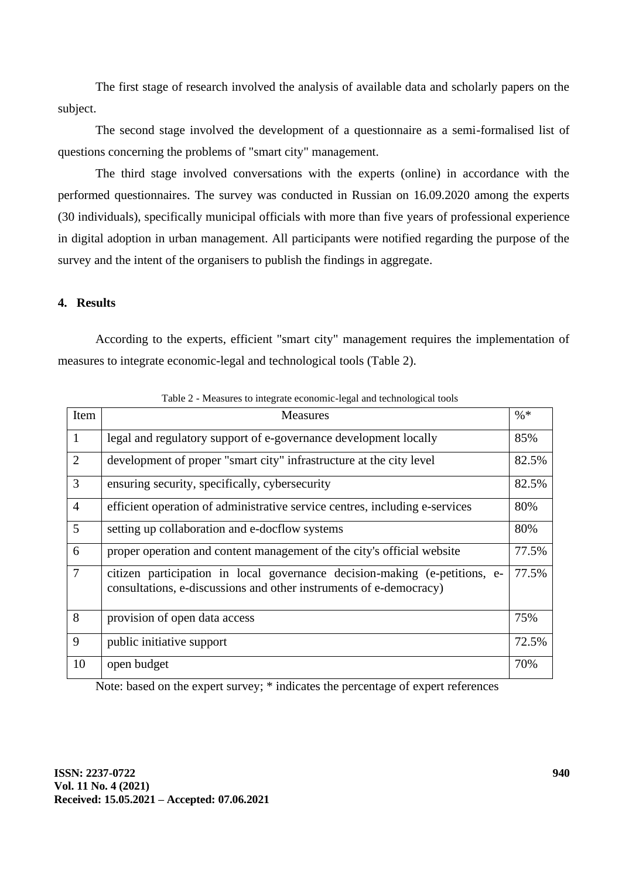The first stage of research involved the analysis of available data and scholarly papers on the subject.

The second stage involved the development of a questionnaire as a semi-formalised list of questions concerning the problems of "smart city" management.

The third stage involved conversations with the experts (online) in accordance with the performed questionnaires. The survey was conducted in Russian on 16.09.2020 among the experts (30 individuals), specifically municipal officials with more than five years of professional experience in digital adoption in urban management. All participants were notified regarding the purpose of the survey and the intent of the organisers to publish the findings in aggregate.

## 4. Results

According to the experts, efficient "smart city" management requires the implementation of measures to integrate economic-legal and technological tools (Table 2).

Table 2 - Measures to integrate economic-legal and technological tools

| Item | Measures | %* |
|---|---|---|
| 1 | legal and regulatory support of e-governance development locally | 85% |
| 2 | development of proper "smart city" infrastructure at the city level | 82.5% |
| 3 | ensuring security, specifically, cybersecurity | 82.5% |
| 4 | efficient operation of administrative service centres, including e-services | 80% |
| 5 | setting up collaboration and e-docflow systems | 80% |
| 6 | proper operation and content management of the city's official website | 77.5% |
| 7 | citizen participation in local governance decision-making (e-petitions, e-consultations, e-discussions and other instruments of e-democracy) | 77.5% |
| 8 | provision of open data access | 75% |
| 9 | public initiative support | 72.5% |
| 10 | open budget | 70% |

Note: based on the expert survey; * indicates the percentage of expert references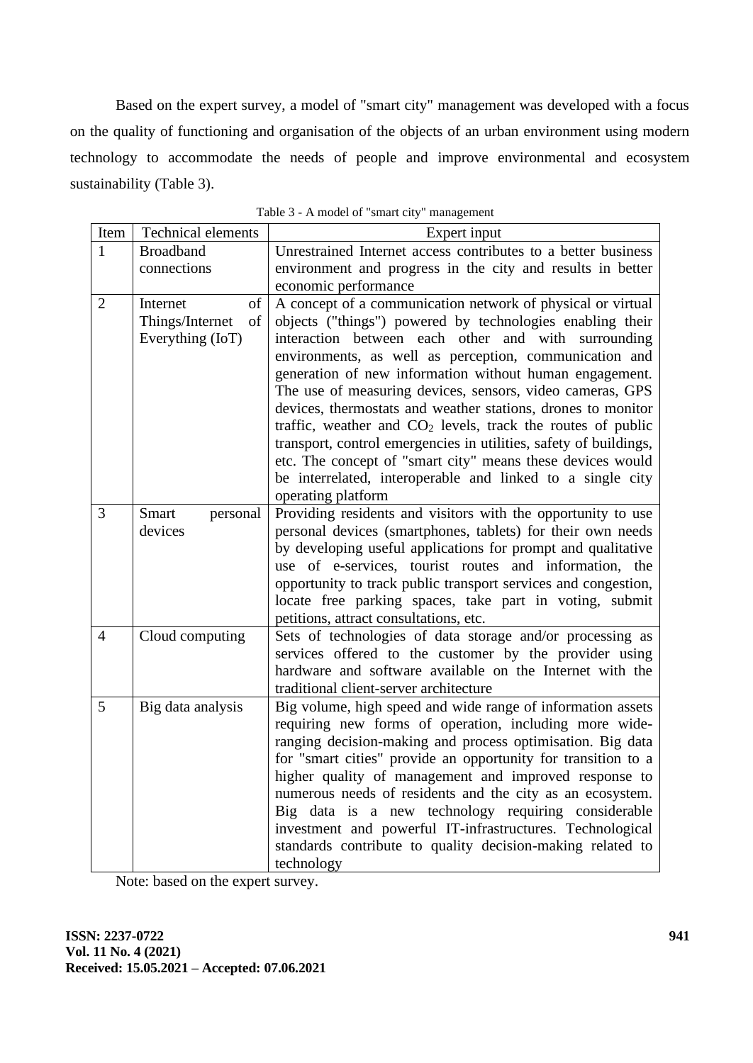Based on the expert survey, a model of "smart city" management was developed with a focus on the quality of functioning and organisation of the objects of an urban environment using modern technology to accommodate the needs of people and improve environmental and ecosystem sustainability (Table 3).

Table 3 - A model of "smart city" management

| Item | Technical elements | Expert input |
|---|---|---|
| 1 | Broadband connections | Unrestrained Internet access contributes to a better business environment and progress in the city and results in better economic performance |
| 2 | Internet of Things/Internet of Everything (IoT) | A concept of a communication network of physical or virtual objects ("things") powered by technologies enabling their interaction between each other and with surrounding environments, as well as perception, communication and generation of new information without human engagement. The use of measuring devices, sensors, video cameras, GPS devices, thermostats and weather stations, drones to monitor traffic, weather and $CO_2$ levels, track the routes of public transport, control emergencies in utilities, safety of buildings, etc. The concept of "smart city" means these devices would be interrelated, interoperable and linked to a single city operating platform |
| 3 | Smart personal devices | Providing residents and visitors with the opportunity to use personal devices (smartphones, tablets) for their own needs by developing useful applications for prompt and qualitative use of e-services, tourist routes and information, the opportunity to track public transport services and congestion, locate free parking spaces, take part in voting, submit petitions, attract consultations, etc. |
| 4 | Cloud computing | Sets of technologies of data storage and/or processing as services offered to the customer by the provider using hardware and software available on the Internet with the traditional client-server architecture |
| 5 | Big data analysis | Big volume, high speed and wide range of information assets requiring new forms of operation, including more wide-ranging decision-making and process optimisation. Big data for "smart cities" provide an opportunity for transition to a higher quality of management and improved response to numerous needs of residents and the city as an ecosystem. Big data is a new technology requiring considerable investment and powerful IT-infrastructures. Technological standards contribute to quality decision-making related to technology |

Note: based on the expert survey.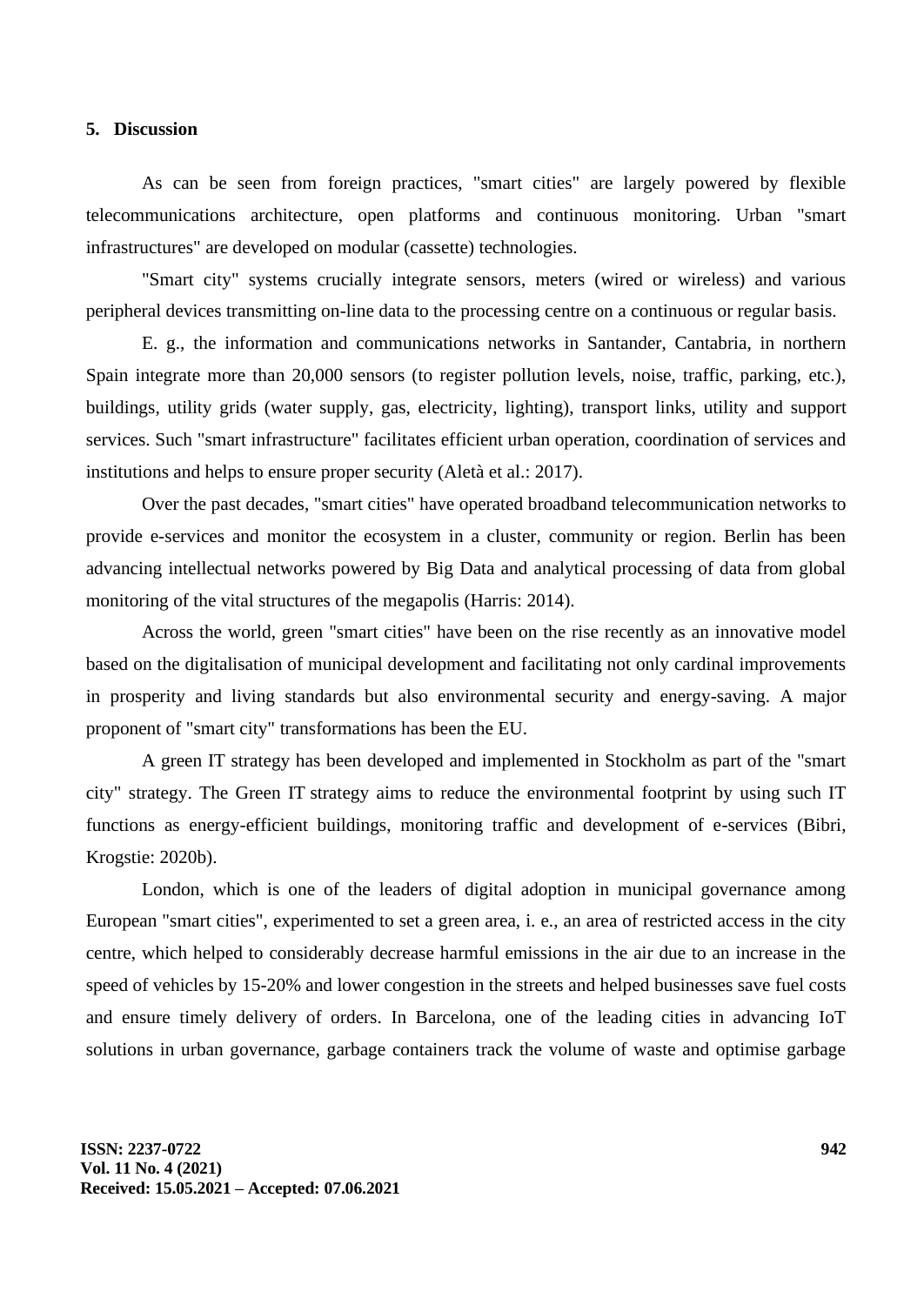## 5. Discussion

As can be seen from foreign practices, "smart cities" are largely powered by flexible telecommunications architecture, open platforms and continuous monitoring. Urban "smart infrastructures" are developed on modular (cassette) technologies.

"Smart city" systems crucially integrate sensors, meters (wired or wireless) and various peripheral devices transmitting on-line data to the processing centre on a continuous or regular basis.

E. g., the information and communications networks in Santander, Cantabria, in northern Spain integrate more than 20,000 sensors (to register pollution levels, noise, traffic, parking, etc.), buildings, utility grids (water supply, gas, electricity, lighting), transport links, utility and support services. Such "smart infrastructure" facilitates efficient urban operation, coordination of services and institutions and helps to ensure proper security (Aletà et al.: 2017).

Over the past decades, "smart cities" have operated broadband telecommunication networks to provide e-services and monitor the ecosystem in a cluster, community or region. Berlin has been advancing intellectual networks powered by Big Data and analytical processing of data from global monitoring of the vital structures of the megapolis (Harris: 2014).

Across the world, green "smart cities" have been on the rise recently as an innovative model based on the digitalisation of municipal development and facilitating not only cardinal improvements in prosperity and living standards but also environmental security and energy-saving. A major proponent of "smart city" transformations has been the EU.

A green IT strategy has been developed and implemented in Stockholm as part of the "smart city" strategy. The Green IT strategy aims to reduce the environmental footprint by using such IT functions as energy-efficient buildings, monitoring traffic and development of e-services (Bibri, Krogstie: 2020b).

London, which is one of the leaders of digital adoption in municipal governance among European "smart cities", experimented to set a green area, i. e., an area of restricted access in the city centre, which helped to considerably decrease harmful emissions in the air due to an increase in the speed of vehicles by 15-20% and lower congestion in the streets and helped businesses save fuel costs and ensure timely delivery of orders. In Barcelona, one of the leading cities in advancing IoT solutions in urban governance, garbage containers track the volume of waste and optimise garbage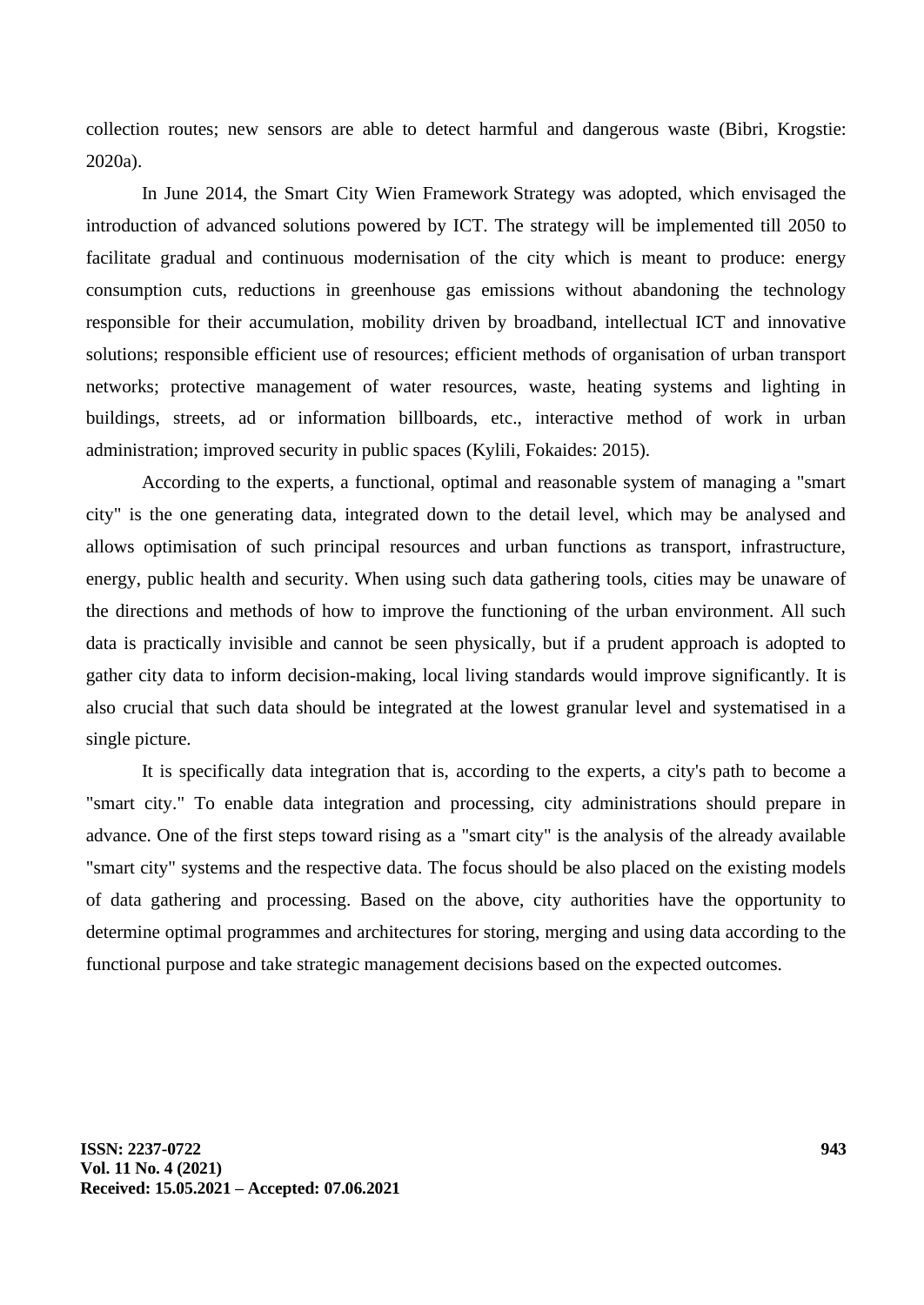collection routes; new sensors are able to detect harmful and dangerous waste (Bibri, Krogstie: 2020a).

In June 2014, the Smart City Wien Framework Strategy was adopted, which envisaged the introduction of advanced solutions powered by ICT. The strategy will be implemented till 2050 to facilitate gradual and continuous modernisation of the city which is meant to produce: energy consumption cuts, reductions in greenhouse gas emissions without abandoning the technology responsible for their accumulation, mobility driven by broadband, intellectual ICT and innovative solutions; responsible efficient use of resources; efficient methods of organisation of urban transport networks; protective management of water resources, waste, heating systems and lighting in buildings, streets, ad or information billboards, etc., interactive method of work in urban administration; improved security in public spaces (Kylili, Fokaides: 2015).

According to the experts, a functional, optimal and reasonable system of managing a "smart city" is the one generating data, integrated down to the detail level, which may be analysed and allows optimisation of such principal resources and urban functions as transport, infrastructure, energy, public health and security. When using such data gathering tools, cities may be unaware of the directions and methods of how to improve the functioning of the urban environment. All such data is practically invisible and cannot be seen physically, but if a prudent approach is adopted to gather city data to inform decision-making, local living standards would improve significantly. It is also crucial that such data should be integrated at the lowest granular level and systematised in a single picture.

It is specifically data integration that is, according to the experts, a city's path to become a "smart city." To enable data integration and processing, city administrations should prepare in advance. One of the first steps toward rising as a "smart city" is the analysis of the already available "smart city" systems and the respective data. The focus should be also placed on the existing models of data gathering and processing. Based on the above, city authorities have the opportunity to determine optimal programmes and architectures for storing, merging and using data according to the functional purpose and take strategic management decisions based on the expected outcomes.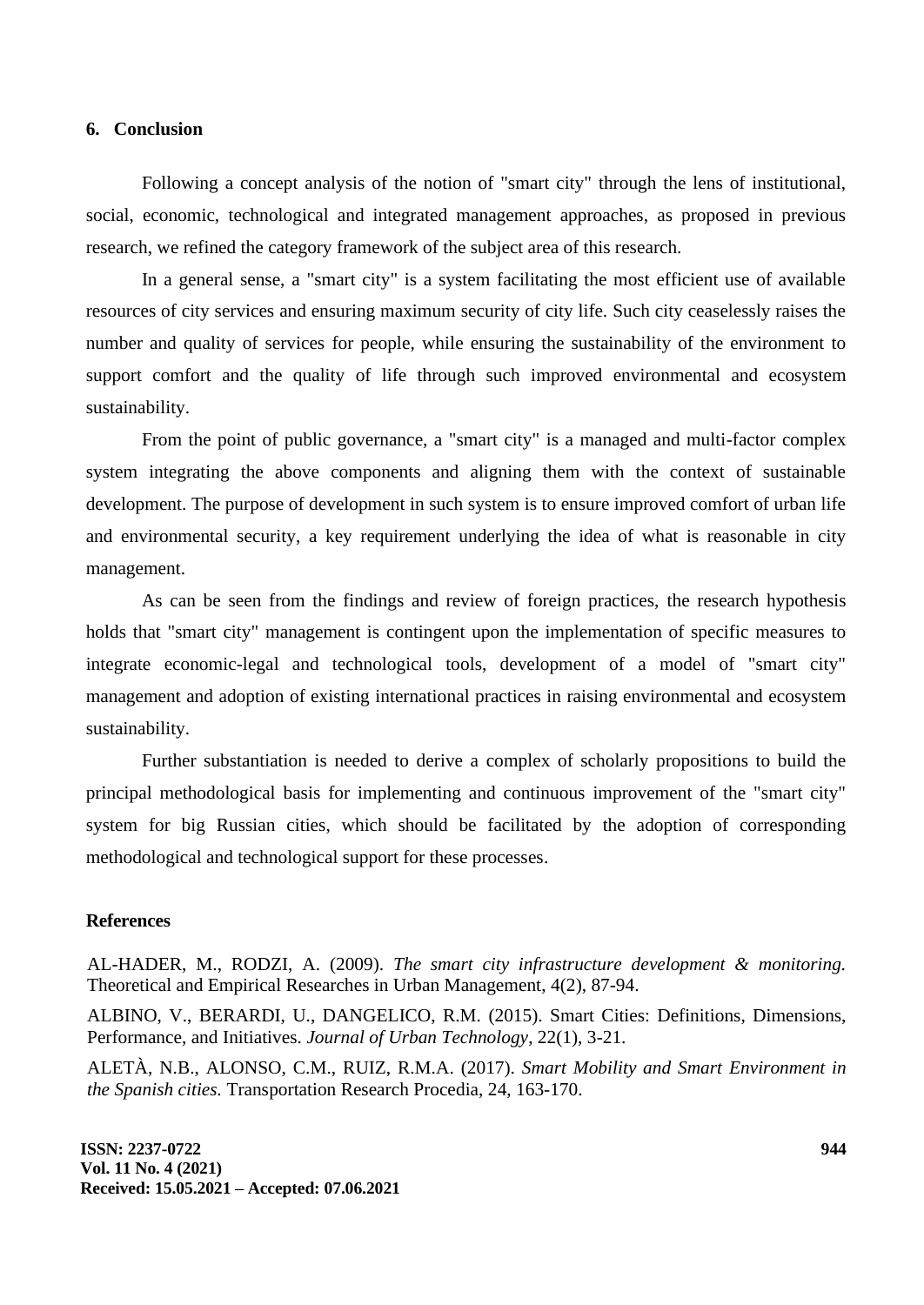## 6. Conclusion

Following a concept analysis of the notion of "smart city" through the lens of institutional, social, economic, technological and integrated management approaches, as proposed in previous research, we refined the category framework of the subject area of this research.

In a general sense, a "smart city" is a system facilitating the most efficient use of available resources of city services and ensuring maximum security of city life. Such city ceaselessly raises the number and quality of services for people, while ensuring the sustainability of the environment to support comfort and the quality of life through such improved environmental and ecosystem sustainability.

From the point of public governance, a "smart city" is a managed and multi-factor complex system integrating the above components and aligning them with the context of sustainable development. The purpose of development in such system is to ensure improved comfort of urban life and environmental security, a key requirement underlying the idea of what is reasonable in city management.

As can be seen from the findings and review of foreign practices, the research hypothesis holds that "smart city" management is contingent upon the implementation of specific measures to integrate economic-legal and technological tools, development of a model of "smart city" management and adoption of existing international practices in raising environmental and ecosystem sustainability.

Further substantiation is needed to derive a complex of scholarly propositions to build the principal methodological basis for implementing and continuous improvement of the "smart city" system for big Russian cities, which should be facilitated by the adoption of corresponding methodological and technological support for these processes.

## References

AL-HADER, M., RODZI, A. (2009). *The smart city infrastructure development & monitoring.* Theoretical and Empirical Researches in Urban Management, 4(2), 87-94.

ALBINO, V., BERARDI, U., DANGELICO, R.M. (2015). Smart Cities: Definitions, Dimensions, Performance, and Initiatives. *Journal of Urban Technology*, 22(1), 3-21.

ALETÀ, N.B., ALONSO, C.M., RUIZ, R.M.A. (2017). *Smart Mobility and Smart Environment in the Spanish cities.* Transportation Research Procedia, 24, 163-170.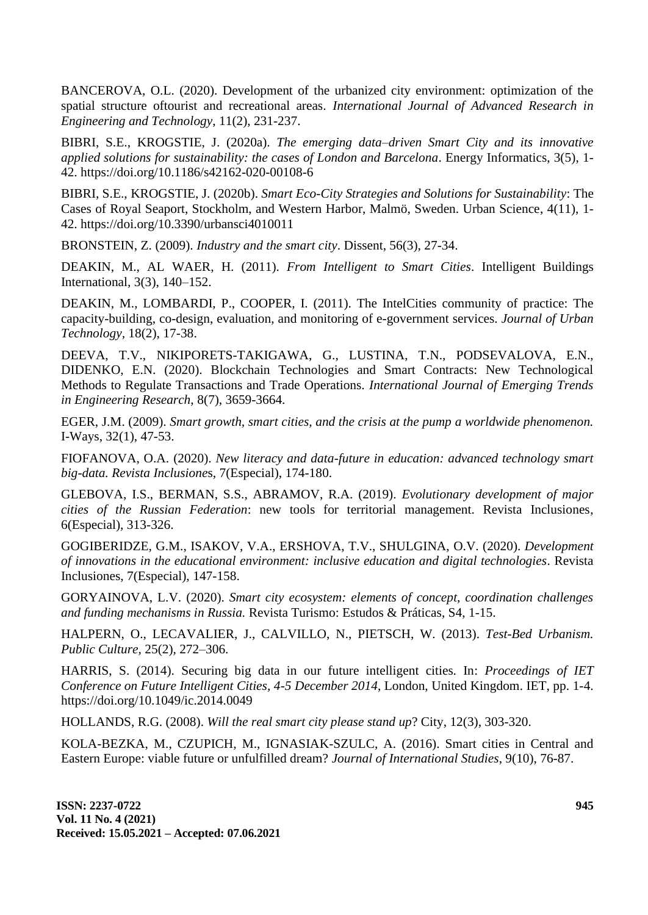BANCEROVA, O.L. (2020). Development of the urbanized city environment: optimization of the spatial structure oftourist and recreational areas. *International Journal of Advanced Research in Engineering and Technology*, 11(2), 231-237.

BIBRI, S.E., KROGSTIE, J. (2020a). *The emerging data–driven Smart City and its innovative applied solutions for sustainability: the cases of London and Barcelona*. Energy Informatics, 3(5), 1-42. https://doi.org/10.1186/s42162-020-00108-6

BIBRI, S.E., KROGSTIE, J. (2020b). *Smart Eco-City Strategies and Solutions for Sustainability*: The Cases of Royal Seaport, Stockholm, and Western Harbor, Malmö, Sweden. Urban Science, 4(11), 1-42. https://doi.org/10.3390/urbansci4010011

BRONSTEIN, Z. (2009). *Industry and the smart city*. Dissent, 56(3), 27-34.

DEAKIN, M., AL WAER, H. (2011). *From Intelligent to Smart Cities*. Intelligent Buildings International, 3(3), 140–152.

DEAKIN, M., LOMBARDI, P., COOPER, I. (2011). The IntelCities community of practice: The capacity-building, co-design, evaluation, and monitoring of e-government services. *Journal of Urban Technology*, 18(2), 17-38.

DEEVA, T.V., NIKIPORETS-TAKIGAWA, G., LUSTINA, T.N., PODSEVALOVA, E.N., DIDENKO, E.N. (2020). Blockchain Technologies and Smart Contracts: New Technological Methods to Regulate Transactions and Trade Operations. *International Journal of Emerging Trends in Engineering Research*, 8(7), 3659-3664.

EGER, J.M. (2009). *Smart growth, smart cities, and the crisis at the pump a worldwide phenomenon.* I-Ways, 32(1), 47-53.

FIOFANOVA, O.A. (2020). *New literacy and data-future in education: advanced technology smart big-data. Revista Inclusione*s, 7(Especial), 174-180.

GLEBOVA, I.S., BERMAN, S.S., ABRAMOV, R.A. (2019). *Evolutionary development of major cities of the Russian Federation*: new tools for territorial management. Revista Inclusiones, 6(Especial), 313-326.

GOGIBERIDZE, G.M., ISAKOV, V.A., ERSHOVA, T.V., SHULGINA, O.V. (2020). *Development of innovations in the educational environment: inclusive education and digital technologies*. Revista Inclusiones, 7(Especial), 147-158.

GORYAINOVA, L.V. (2020). *Smart city ecosystem: elements of concept, coordination challenges and funding mechanisms in Russia.* Revista Turismo: Estudos & Práticas, S4, 1-15.

HALPERN, O., LECAVALIER, J., CALVILLO, N., PIETSCH, W. (2013). *Test-Bed Urbanism. Public Culture*, 25(2), 272–306.

HARRIS, S. (2014). Securing big data in our future intelligent cities. In: *Proceedings of IET Conference on Future Intelligent Cities, 4-5 December 2014*, London, United Kingdom. IET, pp. 1-4. https://doi.org/10.1049/ic.2014.0049

HOLLANDS, R.G. (2008). *Will the real smart city please stand up*? City, 12(3), 303-320.

KOLA-BEZKA, M., CZUPICH, M., IGNASIAK-SZULC, A. (2016). Smart cities in Central and Eastern Europe: viable future or unfulfilled dream? *Journal of International Studies*, 9(10), 76-87.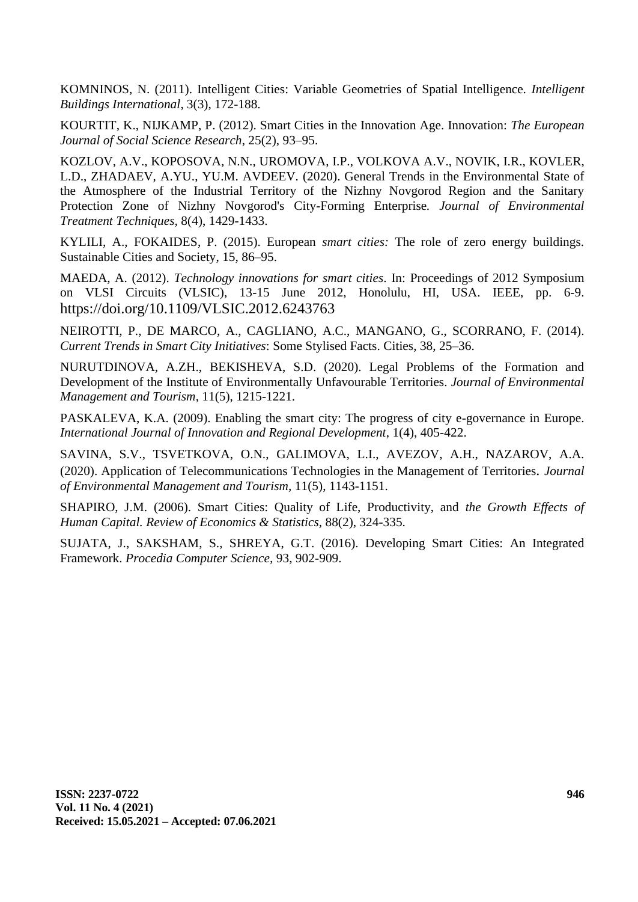KOMNINOS, N. (2011). Intelligent Cities: Variable Geometries of Spatial Intelligence. *Intelligent Buildings International*, 3(3), 172-188.

KOURTIT, K., NIJKAMP, P. (2012). Smart Cities in the Innovation Age. Innovation: *The European Journal of Social Science Research*, 25(2), 93–95.

KOZLOV, A.V., KOPOSOVA, N.N., UROMOVA, I.P., VOLKOVA A.V., NOVIK, I.R., KOVLER, L.D., ZHADAEV, A.YU., YU.M. AVDEEV. (2020). General Trends in the Environmental State of the Atmosphere of the Industrial Territory of the Nizhny Novgorod Region and the Sanitary Protection Zone of Nizhny Novgorod's City-Forming Enterprise. *Journal of Environmental Treatment Techniques*, 8(4), 1429-1433.

KYLILI, A., FOKAIDES, P. (2015). European *smart cities:* The role of zero energy buildings. Sustainable Cities and Society, 15, 86–95.

MAEDA, A. (2012). *Technology innovations for smart cities*. In: Proceedings of 2012 Symposium on VLSI Circuits (VLSIC), 13-15 June 2012, Honolulu, HI, USA. IEEE, pp. 6-9. https://doi.org/10.1109/VLSIC.2012.6243763

NEIROTTI, P., DE MARCO, A., CAGLIANO, A.C., MANGANO, G., SCORRANO, F. (2014). *Current Trends in Smart City Initiatives*: Some Stylised Facts. Cities, 38, 25–36.

NURUTDINOVA, A.ZH., BEKISHEVA, S.D. (2020). Legal Problems of the Formation and Development of the Institute of Environmentally Unfavourable Territories. *Journal of Environmental Management and Tourism*, 11(5), 1215-1221.

PASKALEVA, K.A. (2009). Enabling the smart city: The progress of city e-governance in Europe. *International Journal of Innovation and Regional Development*, 1(4), 405-422.

SAVINA, S.V., TSVETKOVA, O.N., GALIMOVA, L.I., AVEZOV, A.H., NAZAROV, A.A. (2020). Application of Telecommunications Technologies in the Management of Territories. *Journal of Environmental Management and Tourism*, 11(5), 1143-1151.

SHAPIRO, J.M. (2006). Smart Cities: Quality of Life, Productivity, and *the Growth Effects of Human Capital. Review of Economics & Statistics*, 88(2), 324-335.

SUJATA, J., SAKSHAM, S., SHREYA, G.T. (2016). Developing Smart Cities: An Integrated Framework. *Procedia Computer Science*, 93, 902-909.